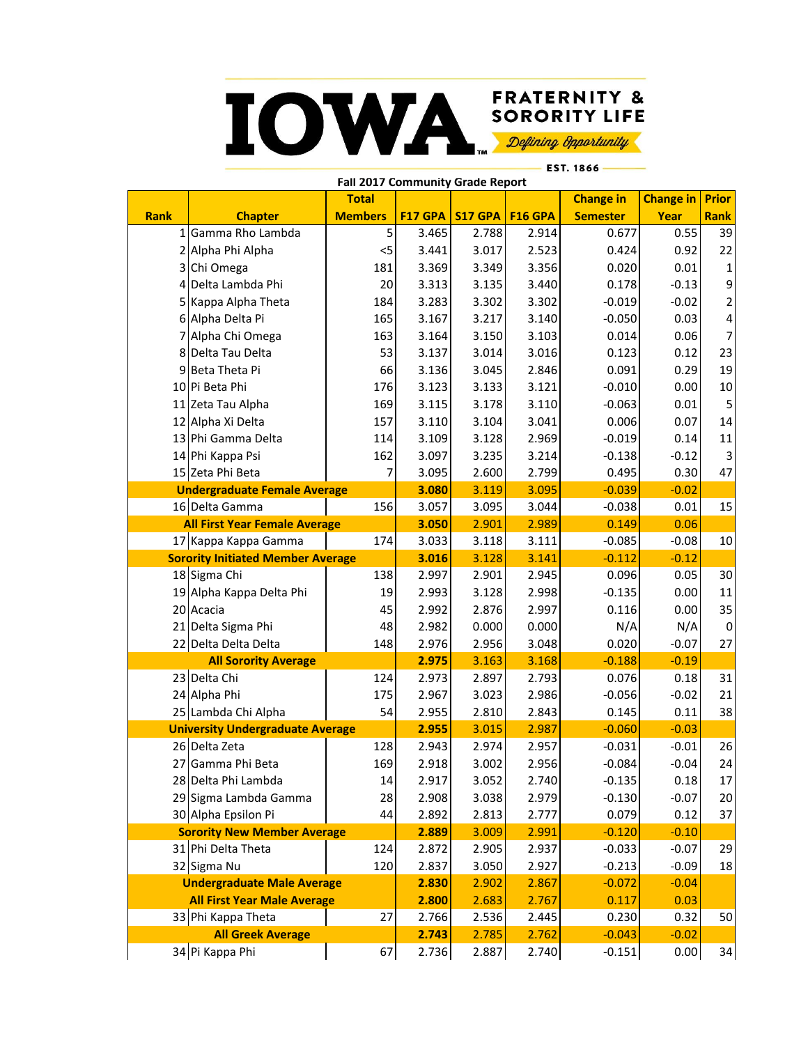IOWA FRATERNITY & SORORITY LIFE

*Defining Opportunity*

EST. 1866

## Fall 2017 Community Grade Report

| Rank | Chapter | Total Members | F17 GPA | S17 GPA | F16 GPA | Change in Semester | Change in Year | Prior Rank |
|---|---|---|---|---|---|---|---|---|
| 1 | Gamma Rho Lambda | 5 | 3.465 | 2.788 | 2.914 | 0.677 | 0.55 | 39 |
| 2 | Alpha Phi Alpha | <5 | 3.441 | 3.017 | 2.523 | 0.424 | 0.92 | 22 |
| 3 | Chi Omega | 181 | 3.369 | 3.349 | 3.356 | 0.020 | 0.01 | 1 |
| 4 | Delta Lambda Phi | 20 | 3.313 | 3.135 | 3.440 | 0.178 | -0.13 | 9 |
| 5 | Kappa Alpha Theta | 184 | 3.283 | 3.302 | 3.302 | -0.019 | -0.02 | 2 |
| 6 | Alpha Delta Pi | 165 | 3.167 | 3.217 | 3.140 | -0.050 | 0.03 | 4 |
| 7 | Alpha Chi Omega | 163 | 3.164 | 3.150 | 3.103 | 0.014 | 0.06 | 7 |
| 8 | Delta Tau Delta | 53 | 3.137 | 3.014 | 3.016 | 0.123 | 0.12 | 23 |
| 9 | Beta Theta Pi | 66 | 3.136 | 3.045 | 2.846 | 0.091 | 0.29 | 19 |
| 10 | Pi Beta Phi | 176 | 3.123 | 3.133 | 3.121 | -0.010 | 0.00 | 10 |
| 11 | Zeta Tau Alpha | 169 | 3.115 | 3.178 | 3.110 | -0.063 | 0.01 | 5 |
| 12 | Alpha Xi Delta | 157 | 3.110 | 3.104 | 3.041 | 0.006 | 0.07 | 14 |
| 13 | Phi Gamma Delta | 114 | 3.109 | 3.128 | 2.969 | -0.019 | 0.14 | 11 |
| 14 | Phi Kappa Psi | 162 | 3.097 | 3.235 | 3.214 | -0.138 | -0.12 | 3 |
| 15 | Zeta Phi Beta | 7 | 3.095 | 2.600 | 2.799 | 0.495 | 0.30 | 47 |
| **Undergraduate Female Average** | | | **3.080** | 3.119 | 3.095 | -0.039 | -0.02 | |
| 16 | Delta Gamma | 156 | 3.057 | 3.095 | 3.044 | -0.038 | 0.01 | 15 |
| **All First Year Female Average** | | | **3.050** | 2.901 | 2.989 | 0.149 | 0.06 | |
| 17 | Kappa Kappa Gamma | 174 | 3.033 | 3.118 | 3.111 | -0.085 | -0.08 | 10 |
| **Sorority Initiated Member Average** | | | **3.016** | 3.128 | 3.141 | -0.112 | -0.12 | |
| 18 | Sigma Chi | 138 | 2.997 | 2.901 | 2.945 | 0.096 | 0.05 | 30 |
| 19 | Alpha Kappa Delta Phi | 19 | 2.993 | 3.128 | 2.998 | -0.135 | 0.00 | 11 |
| 20 | Acacia | 45 | 2.992 | 2.876 | 2.997 | 0.116 | 0.00 | 35 |
| 21 | Delta Sigma Phi | 48 | 2.982 | 0.000 | 0.000 | N/A | N/A | 0 |
| 22 | Delta Delta Delta | 148 | 2.976 | 2.956 | 3.048 | 0.020 | -0.07 | 27 |
| **All Sorority Average** | | | **2.975** | 3.163 | 3.168 | -0.188 | -0.19 | |
| 23 | Delta Chi | 124 | 2.973 | 2.897 | 2.793 | 0.076 | 0.18 | 31 |
| 24 | Alpha Phi | 175 | 2.967 | 3.023 | 2.986 | -0.056 | -0.02 | 21 |
| 25 | Lambda Chi Alpha | 54 | 2.955 | 2.810 | 2.843 | 0.145 | 0.11 | 38 |
| **University Undergraduate Average** | | | **2.955** | 3.015 | 2.987 | -0.060 | -0.03 | |
| 26 | Delta Zeta | 128 | 2.943 | 2.974 | 2.957 | -0.031 | -0.01 | 26 |
| 27 | Gamma Phi Beta | 169 | 2.918 | 3.002 | 2.956 | -0.084 | -0.04 | 24 |
| 28 | Delta Phi Lambda | 14 | 2.917 | 3.052 | 2.740 | -0.135 | 0.18 | 17 |
| 29 | Sigma Lambda Gamma | 28 | 2.908 | 3.038 | 2.979 | -0.130 | -0.07 | 20 |
| 30 | Alpha Epsilon Pi | 44 | 2.892 | 2.813 | 2.777 | 0.079 | 0.12 | 37 |
| **Sorority New Member Average** | | | **2.889** | 3.009 | 2.991 | -0.120 | -0.10 | |
| 31 | Phi Delta Theta | 124 | 2.872 | 2.905 | 2.937 | -0.033 | -0.07 | 29 |
| 32 | Sigma Nu | 120 | 2.837 | 3.050 | 2.927 | -0.213 | -0.09 | 18 |
| **Undergraduate Male Average** | | | **2.830** | 2.902 | 2.867 | -0.072 | -0.04 | |
| **All First Year Male Average** | | | **2.800** | 2.683 | 2.767 | 0.117 | 0.03 | |
| 33 | Phi Kappa Theta | 27 | 2.766 | 2.536 | 2.445 | 0.230 | 0.32 | 50 |
| **All Greek Average** | | | **2.743** | 2.785 | 2.762 | -0.043 | -0.02 | |
| 34 | Pi Kappa Phi | 67 | 2.736 | 2.887 | 2.740 | -0.151 | 0.00 | 34 |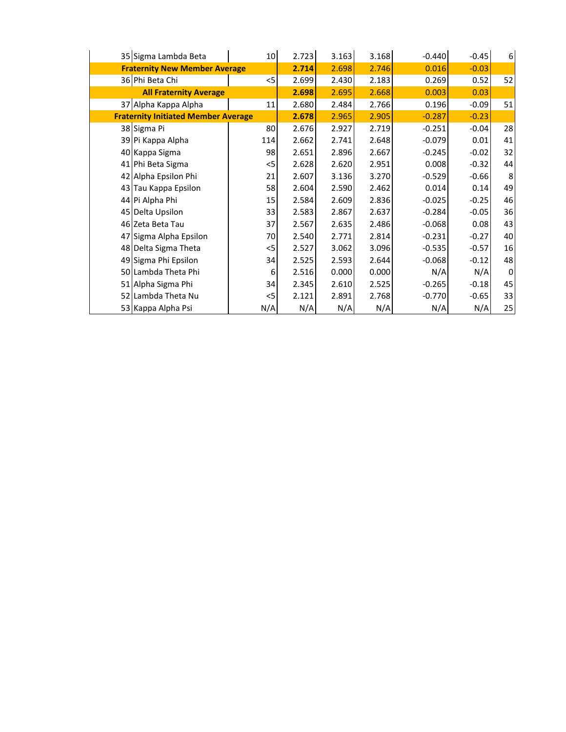| | | | | | | | | |
|---|---|---|---|---|---|---|---|---|
| 35 | Sigma Lambda Beta | 10 | 2.723 | 3.163 | 3.168 | -0.440 | -0.45 | 6 |
| **Fraternity New Member Average** | | | **2.714** | 2.698 | 2.746 | 0.016 | -0.03 | |
| 36 | Phi Beta Chi | <5 | 2.699 | 2.430 | 2.183 | 0.269 | 0.52 | 52 |
| **All Fraternity Average** | | | **2.698** | 2.695 | 2.668 | 0.003 | 0.03 | |
| 37 | Alpha Kappa Alpha | 11 | 2.680 | 2.484 | 2.766 | 0.196 | -0.09 | 51 |
| **Fraternity Initiated Member Average** | | | **2.678** | 2.965 | 2.905 | -0.287 | -0.23 | |
| 38 | Sigma Pi | 80 | 2.676 | 2.927 | 2.719 | -0.251 | -0.04 | 28 |
| 39 | Pi Kappa Alpha | 114 | 2.662 | 2.741 | 2.648 | -0.079 | 0.01 | 41 |
| 40 | Kappa Sigma | 98 | 2.651 | 2.896 | 2.667 | -0.245 | -0.02 | 32 |
| 41 | Phi Beta Sigma | <5 | 2.628 | 2.620 | 2.951 | 0.008 | -0.32 | 44 |
| 42 | Alpha Epsilon Phi | 21 | 2.607 | 3.136 | 3.270 | -0.529 | -0.66 | 8 |
| 43 | Tau Kappa Epsilon | 58 | 2.604 | 2.590 | 2.462 | 0.014 | 0.14 | 49 |
| 44 | Pi Alpha Phi | 15 | 2.584 | 2.609 | 2.836 | -0.025 | -0.25 | 46 |
| 45 | Delta Upsilon | 33 | 2.583 | 2.867 | 2.637 | -0.284 | -0.05 | 36 |
| 46 | Zeta Beta Tau | 37 | 2.567 | 2.635 | 2.486 | -0.068 | 0.08 | 43 |
| 47 | Sigma Alpha Epsilon | 70 | 2.540 | 2.771 | 2.814 | -0.231 | -0.27 | 40 |
| 48 | Delta Sigma Theta | <5 | 2.527 | 3.062 | 3.096 | -0.535 | -0.57 | 16 |
| 49 | Sigma Phi Epsilon | 34 | 2.525 | 2.593 | 2.644 | -0.068 | -0.12 | 48 |
| 50 | Lambda Theta Phi | 6 | 2.516 | 0.000 | 0.000 | N/A | N/A | 0 |
| 51 | Alpha Sigma Phi | 34 | 2.345 | 2.610 | 2.525 | -0.265 | -0.18 | 45 |
| 52 | Lambda Theta Nu | <5 | 2.121 | 2.891 | 2.768 | -0.770 | -0.65 | 33 |
| 53 | Kappa Alpha Psi | N/A | N/A | N/A | N/A | N/A | N/A | 25 |